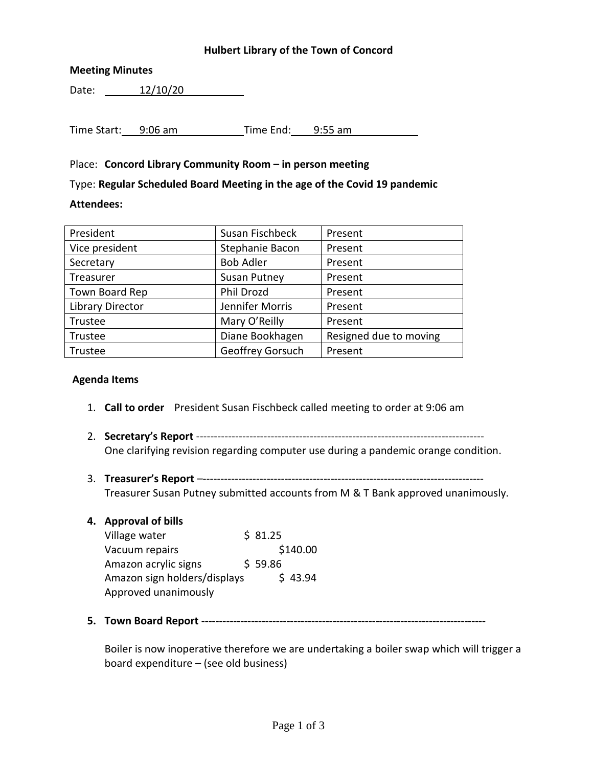**Hulbert Library of the Town of Concord**

**Meeting Minutes**

Date: 12/10/20

Time Start: 9:06 am Time End: 9:55 am

Place: **Concord Library Community Room – in person meeting**

Type: **Regular Scheduled Board Meeting in the age of the Covid 19 pandemic**

**Attendees:**

| President | Susan Fischbeck | Present |
|---|---|---|
| Vice president | Stephanie Bacon | Present |
| Secretary | Bob Adler | Present |
| Treasurer | Susan Putney | Present |
| Town Board Rep | Phil Drozd | Present |
| Library Director | Jennifer Morris | Present |
| Trustee | Mary O'Reilly | Present |
| Trustee | Diane Bookhagen | Resigned due to moving |
| Trustee | Geoffrey Gorsuch | Present |

**Agenda Items**

1. **Call to order** President Susan Fischbeck called meeting to order at 9:06 am

2. **Secretary's Report** --------------------------------------------------------------------------------
   One clarifying revision regarding computer use during a pandemic orange condition.

3. **Treasurer's Report** –-------------------------------------------------------------------------------
   Treasurer Susan Putney submitted accounts from M & T Bank approved unanimously.

4. **Approval of bills**
   Village water $ 81.25
   Vacuum repairs $140.00
   Amazon acrylic signs $ 59.86
   Amazon sign holders/displays $ 43.94
   Approved unanimously

5. **Town Board Report** --------------------------------------------------------------------------------

   Boiler is now inoperative therefore we are undertaking a boiler swap which will trigger a board expenditure – (see old business)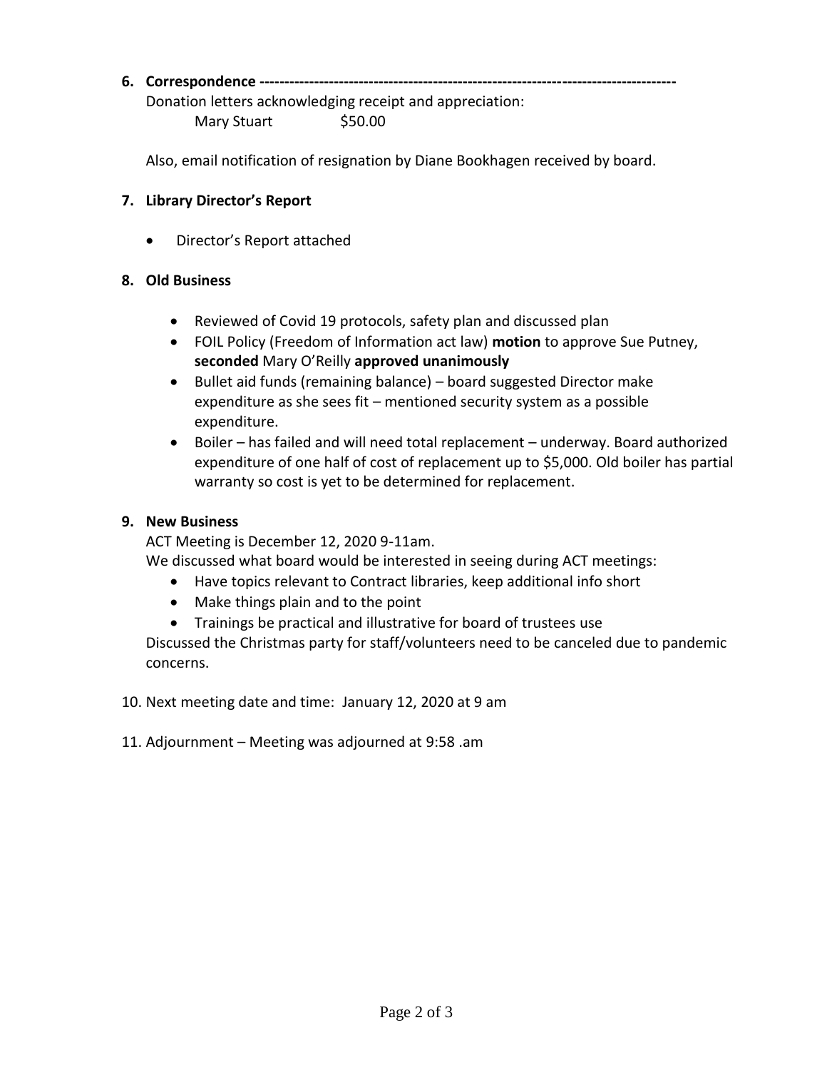**6. Correspondence --------------------------------------------------------------------------------------**

Donation letters acknowledging receipt and appreciation:

Mary Stuart $50.00

Also, email notification of resignation by Diane Bookhagen received by board.

**7. Library Director's Report**

- Director's Report attached

**8. Old Business**

- Reviewed of Covid 19 protocols, safety plan and discussed plan
- FOIL Policy (Freedom of Information act law) **motion** to approve Sue Putney, **seconded** Mary O'Reilly **approved unanimously**
- Bullet aid funds (remaining balance) – board suggested Director make expenditure as she sees fit – mentioned security system as a possible expenditure.
- Boiler – has failed and will need total replacement – underway. Board authorized expenditure of one half of cost of replacement up to $5,000. Old boiler has partial warranty so cost is yet to be determined for replacement.

**9. New Business**

ACT Meeting is December 12, 2020 9-11am.

We discussed what board would be interested in seeing during ACT meetings:

- Have topics relevant to Contract libraries, keep additional info short
- Make things plain and to the point
- Trainings be practical and illustrative for board of trustees use

Discussed the Christmas party for staff/volunteers need to be canceled due to pandemic concerns.

10. Next meeting date and time: January 12, 2020 at 9 am

11. Adjournment – Meeting was adjourned at 9:58 .am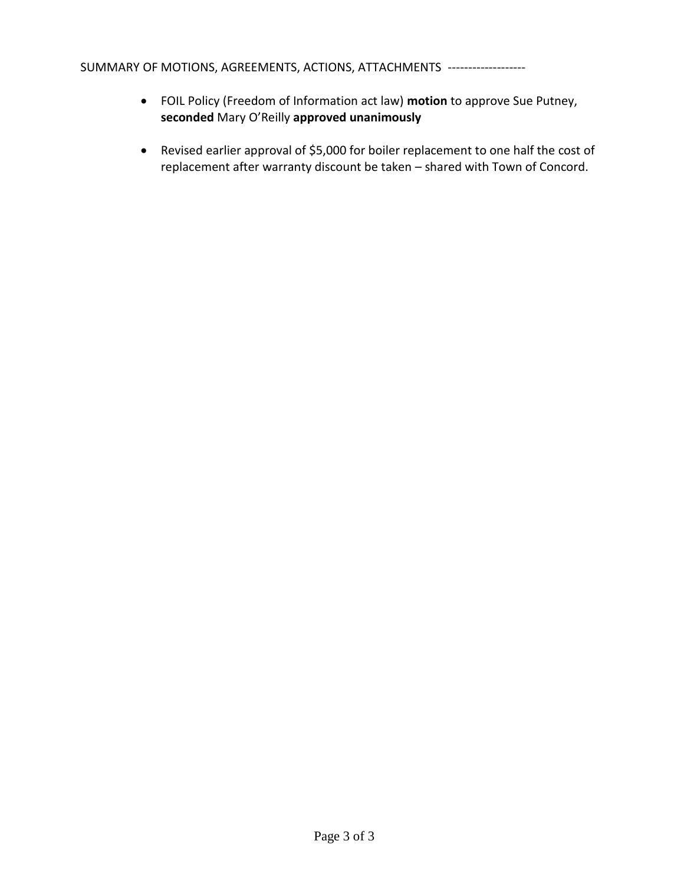SUMMARY OF MOTIONS, AGREEMENTS, ACTIONS, ATTACHMENTS -------------------

- FOIL Policy (Freedom of Information act law) **motion** to approve Sue Putney, **seconded** Mary O'Reilly **approved unanimously**

- Revised earlier approval of $5,000 for boiler replacement to one half the cost of replacement after warranty discount be taken – shared with Town of Concord.